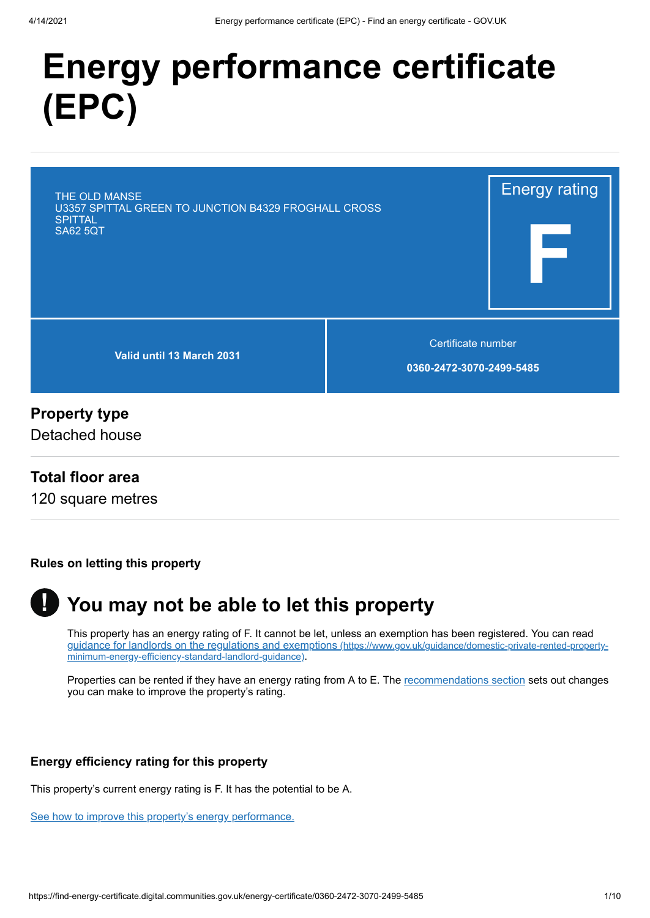# Energy performance certificate (EPC)

THE OLD MANSE
U3357 SPITTAL GREEN TO JUNCTION B4329 FROGHALL CROSS
SPITTAL
SA62 5QT

Energy rating

**F**

**Valid until 13 March 2031**

Certificate number

**0360-2472-3070-2499-5485**

## Property type

Detached house

## Total floor area

120 square metres

### Rules on letting this property

## You may not be able to let this property

This property has an energy rating of F. It cannot be let, unless an exemption has been registered. You can read guidance for landlords on the regulations and exemptions (https://www.gov.uk/guidance/domestic-private-rented-property-minimum-energy-efficiency-standard-landlord-guidance).

Properties can be rented if they have an energy rating from A to E. The recommendations section sets out changes you can make to improve the property's rating.

### Energy efficiency rating for this property

This property's current energy rating is F. It has the potential to be A.

See how to improve this property's energy performance.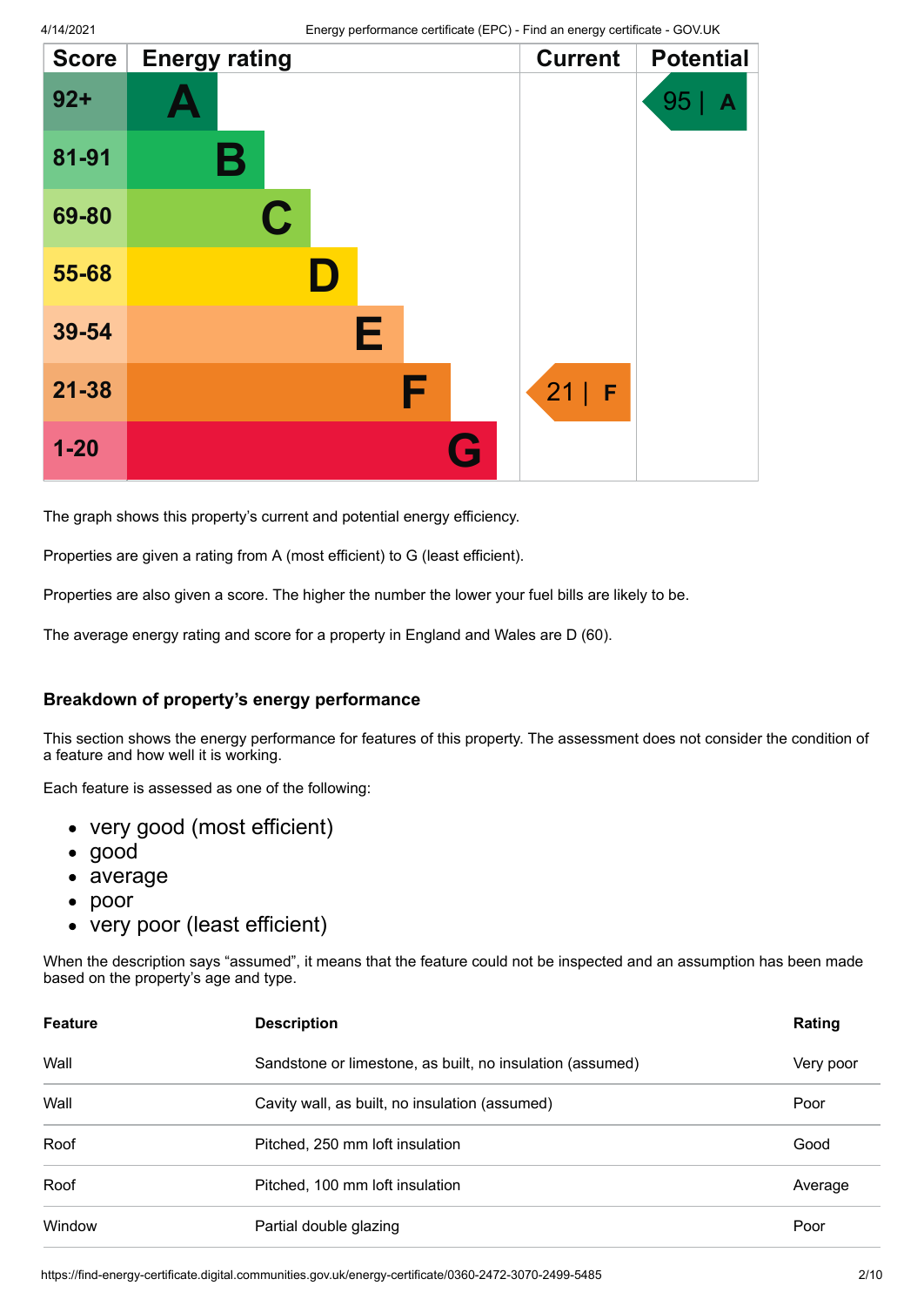| Score | Energy rating | Current | Potential |
|---|---|---|---|
| 92+ | A | | 95 \| A |
| 81-91 | B | | |
| 69-80 | C | | |
| 55-68 | D | | |
| 39-54 | E | | |
| 21-38 | F | 21 \| F | |
| 1-20 | G | | |

The graph shows this property's current and potential energy efficiency.

Properties are given a rating from A (most efficient) to G (least efficient).

Properties are also given a score. The higher the number the lower your fuel bills are likely to be.

The average energy rating and score for a property in England and Wales are D (60).

## Breakdown of property's energy performance

This section shows the energy performance for features of this property. The assessment does not consider the condition of a feature and how well it is working.

Each feature is assessed as one of the following:

- very good (most efficient)
- good
- average
- poor
- very poor (least efficient)

When the description says "assumed", it means that the feature could not be inspected and an assumption has been made based on the property's age and type.

| Feature | Description | Rating |
|---|---|---|
| Wall | Sandstone or limestone, as built, no insulation (assumed) | Very poor |
| Wall | Cavity wall, as built, no insulation (assumed) | Poor |
| Roof | Pitched, 250 mm loft insulation | Good |
| Roof | Pitched, 100 mm loft insulation | Average |
| Window | Partial double glazing | Poor |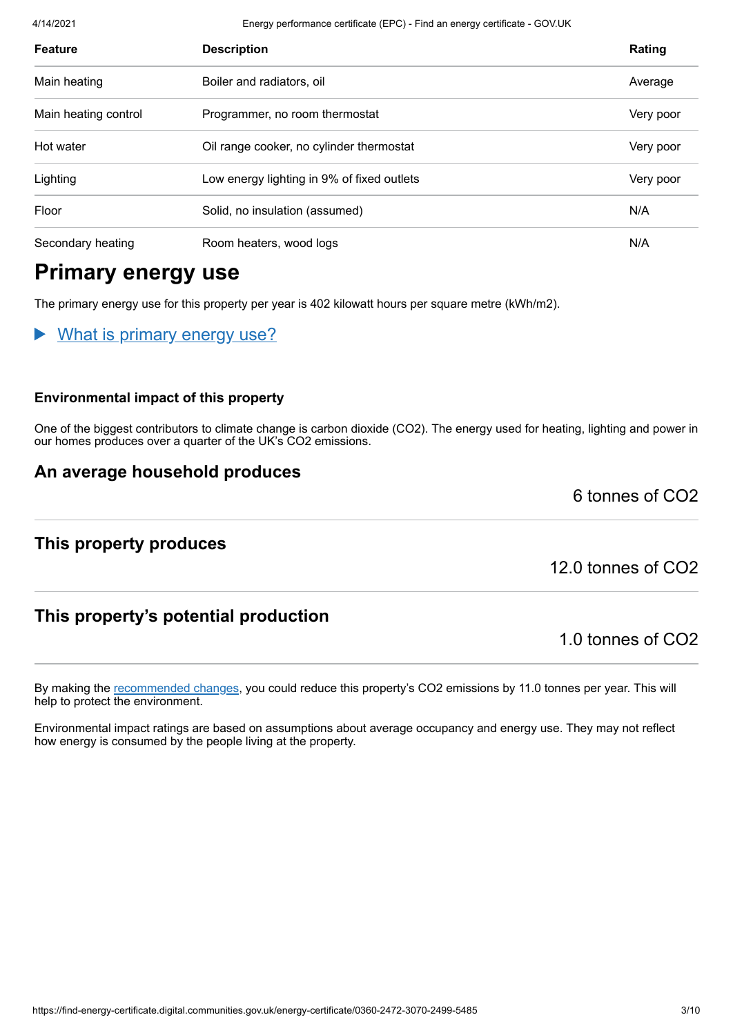| Feature | Description | Rating |
| --- | --- | --- |
| Main heating | Boiler and radiators, oil | Average |
| Main heating control | Programmer, no room thermostat | Very poor |
| Hot water | Oil range cooker, no cylinder thermostat | Very poor |
| Lighting | Low energy lighting in 9% of fixed outlets | Very poor |
| Floor | Solid, no insulation (assumed) | N/A |
| Secondary heating | Room heaters, wood logs | N/A |

## Primary energy use

The primary energy use for this property per year is 402 kilowatt hours per square metre (kWh/m2).

▶ What is primary energy use?

### Environmental impact of this property

One of the biggest contributors to climate change is carbon dioxide ($CO_2$). The energy used for heating, lighting and power in our homes produces over a quarter of the UK's $CO_2$ emissions.

### An average household produces

6 tonnes of $CO_2$

### This property produces

12.0 tonnes of $CO_2$

### This property's potential production

1.0 tonnes of $CO_2$

By making the recommended changes, you could reduce this property's $CO_2$ emissions by 11.0 tonnes per year. This will help to protect the environment.

Environmental impact ratings are based on assumptions about average occupancy and energy use. They may not reflect how energy is consumed by the people living at the property.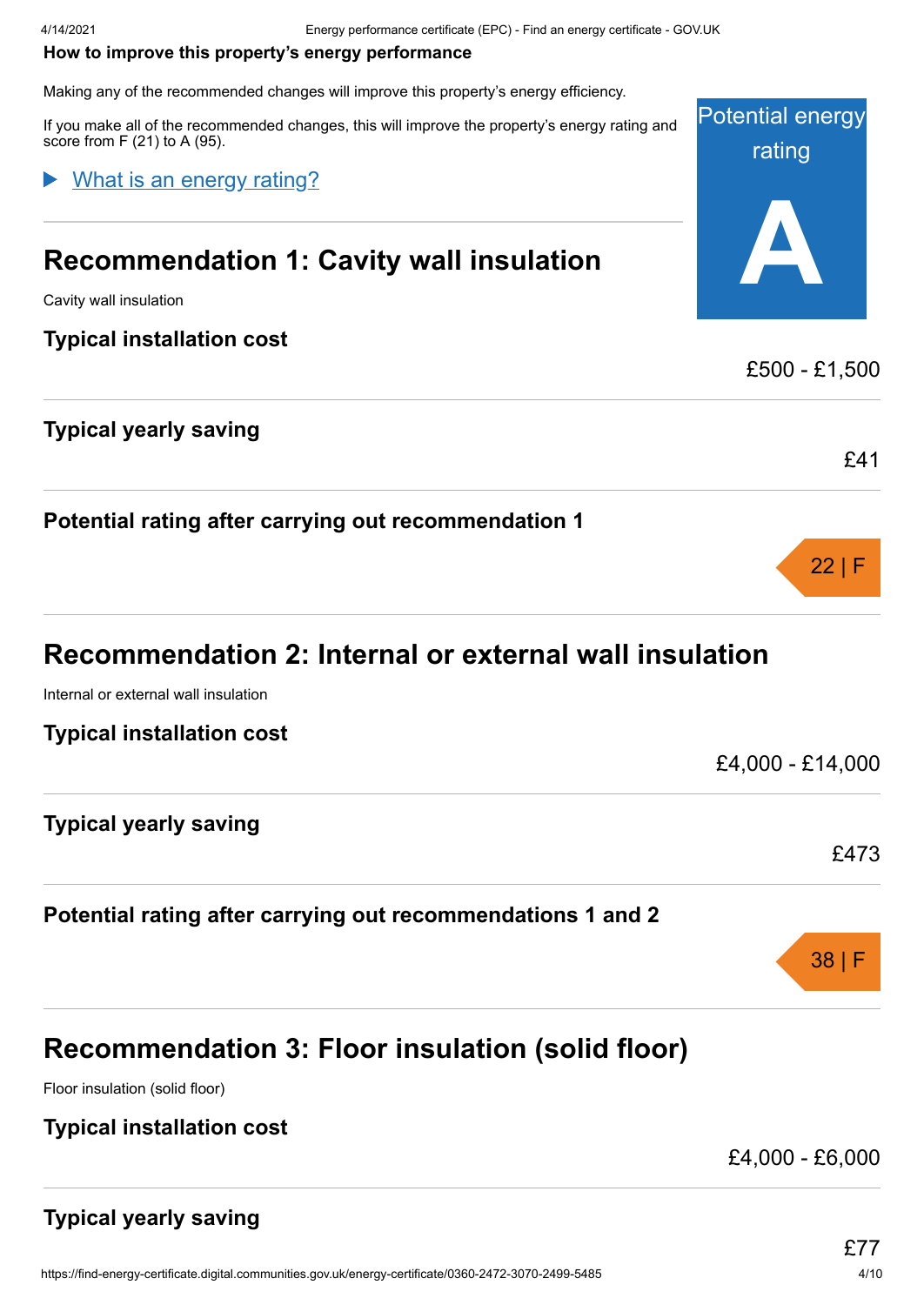### How to improve this property's energy performance

Making any of the recommended changes will improve this property's energy efficiency.

If you make all of the recommended changes, this will improve the property's energy rating and score from F (21) to A (95).

Potential energy rating

**A**

▶ What is an energy rating?

## Recommendation 1: Cavity wall insulation

Cavity wall insulation

### Typical installation cost

£500 - £1,500

### Typical yearly saving

£41

### Potential rating after carrying out recommendation 1

22 | F

## Recommendation 2: Internal or external wall insulation

Internal or external wall insulation

### Typical installation cost

£4,000 - £14,000

### Typical yearly saving

£473

### Potential rating after carrying out recommendations 1 and 2

38 | F

## Recommendation 3: Floor insulation (solid floor)

Floor insulation (solid floor)

### Typical installation cost

£4,000 - £6,000

### Typical yearly saving

£77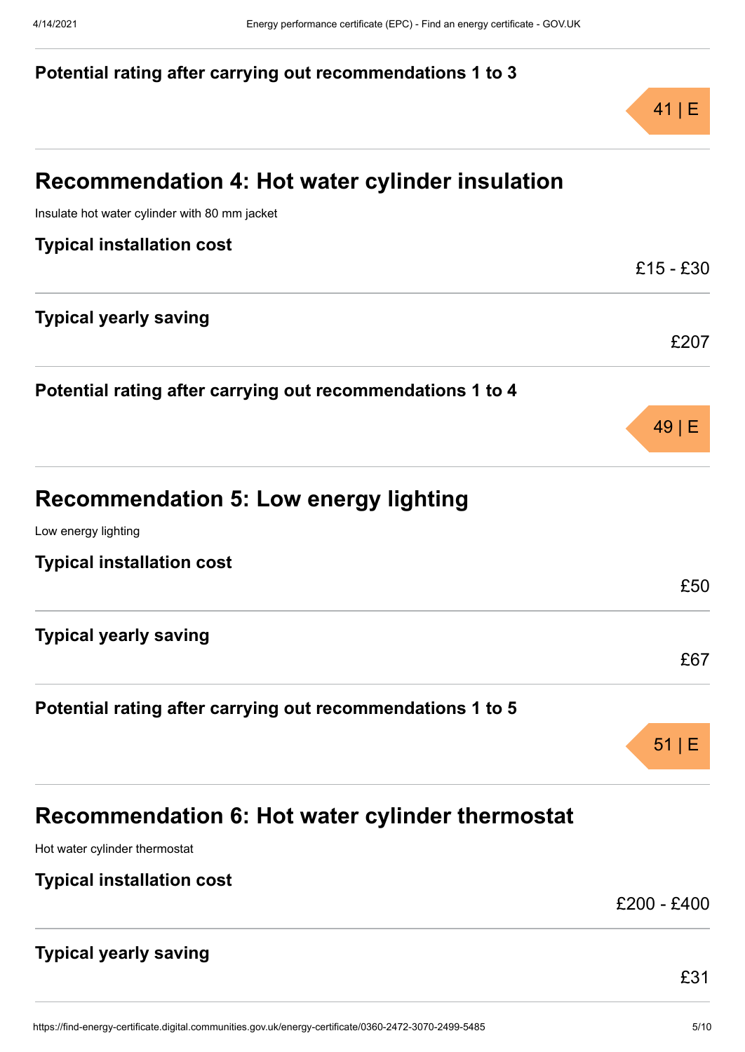**Potential rating after carrying out recommendations 1 to 3**

41 | E

## Recommendation 4: Hot water cylinder insulation

Insulate hot water cylinder with 80 mm jacket

**Typical installation cost**

£15 - £30

**Typical yearly saving**

£207

**Potential rating after carrying out recommendations 1 to 4**

49 | E

## Recommendation 5: Low energy lighting

Low energy lighting

**Typical installation cost**

£50

**Typical yearly saving**

£67

**Potential rating after carrying out recommendations 1 to 5**

51 | E

## Recommendation 6: Hot water cylinder thermostat

Hot water cylinder thermostat

**Typical installation cost**

£200 - £400

**Typical yearly saving**

£31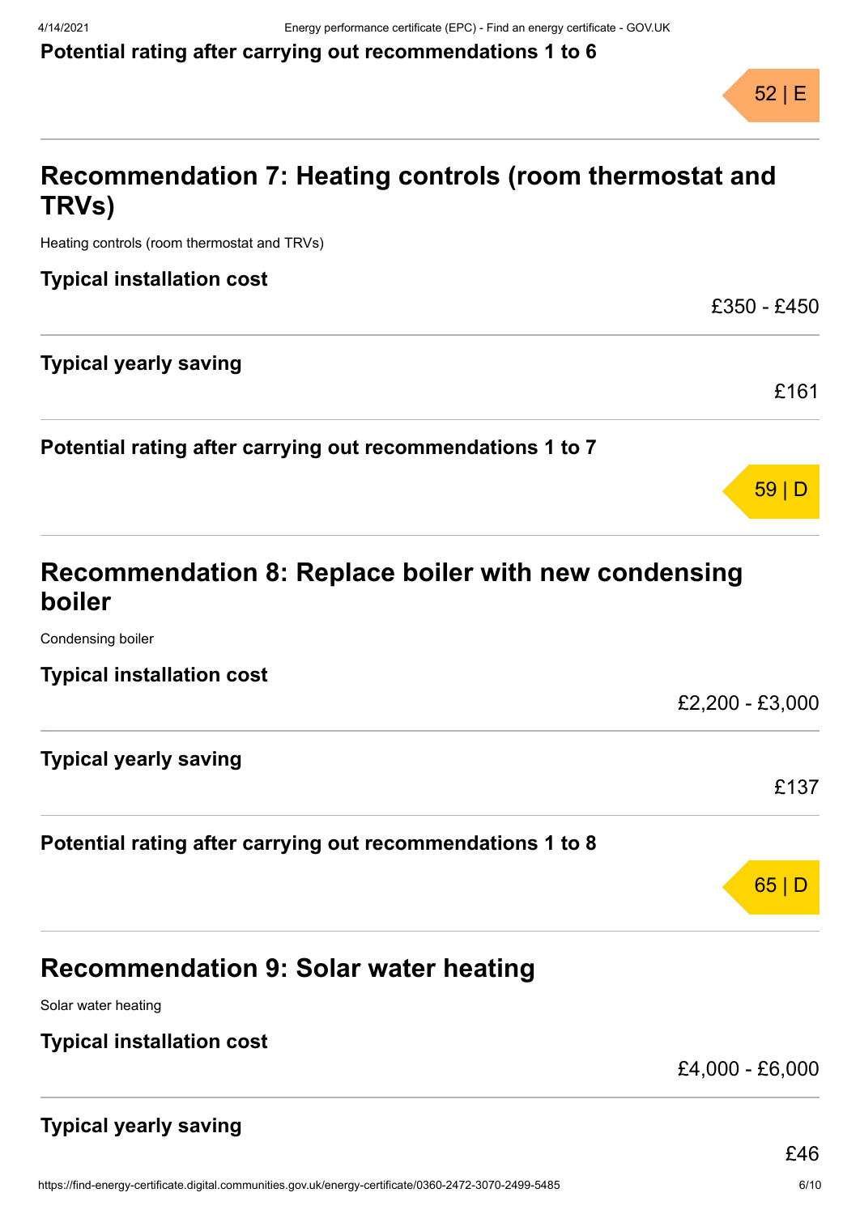**Potential rating after carrying out recommendations 1 to 6**

52 | E

## Recommendation 7: Heating controls (room thermostat and TRVs)

Heating controls (room thermostat and TRVs)

**Typical installation cost**

£350 - £450

**Typical yearly saving**

£161

**Potential rating after carrying out recommendations 1 to 7**

59 | D

## Recommendation 8: Replace boiler with new condensing boiler

Condensing boiler

**Typical installation cost**

£2,200 - £3,000

**Typical yearly saving**

£137

**Potential rating after carrying out recommendations 1 to 8**

65 | D

## Recommendation 9: Solar water heating

Solar water heating

**Typical installation cost**

£4,000 - £6,000

**Typical yearly saving**

£46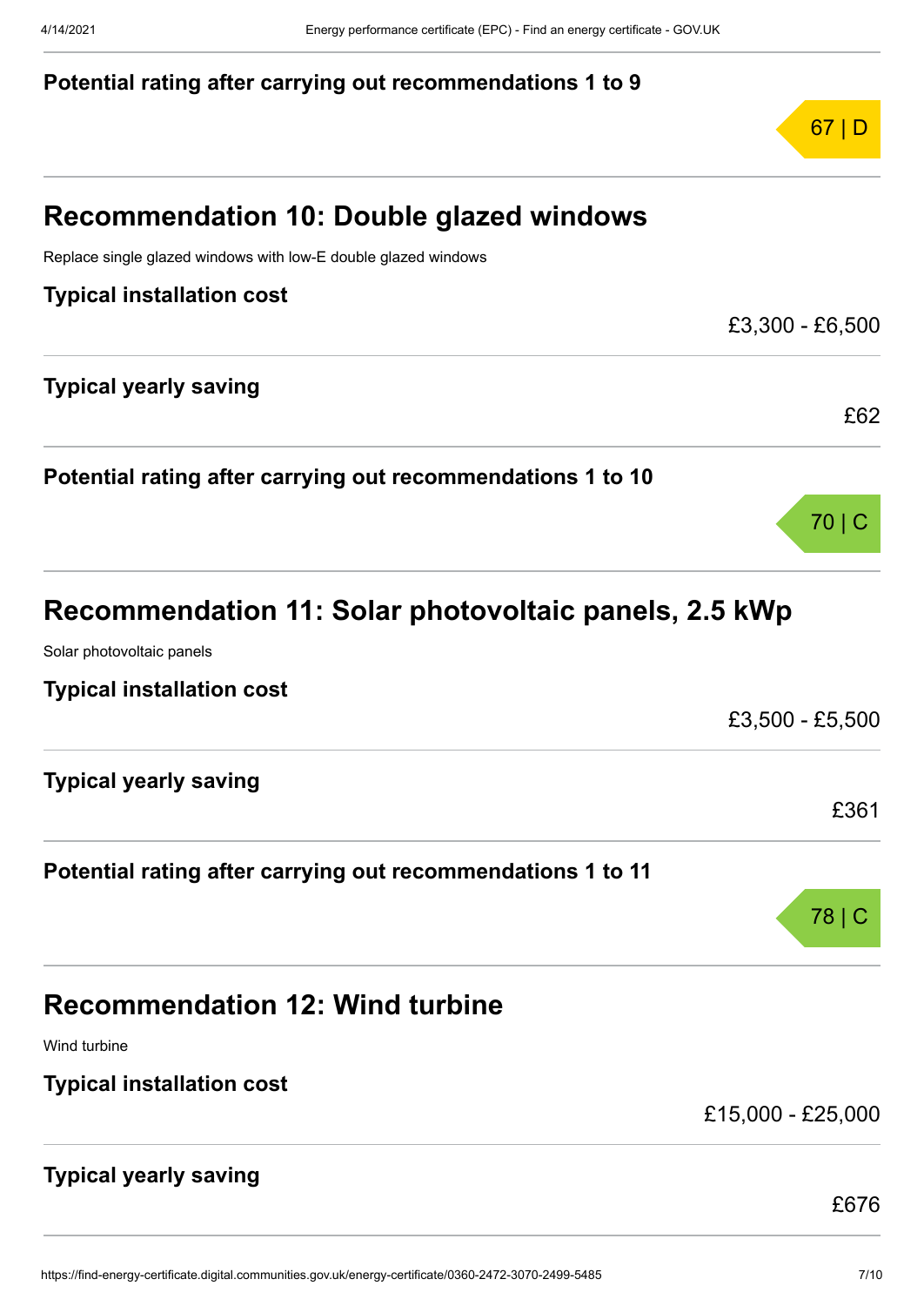### Potential rating after carrying out recommendations 1 to 9

67 | D

## Recommendation 10: Double glazed windows

Replace single glazed windows with low-E double glazed windows

### Typical installation cost

£3,300 - £6,500

### Typical yearly saving

£62

### Potential rating after carrying out recommendations 1 to 10

70 | C

## Recommendation 11: Solar photovoltaic panels, 2.5 kWp

Solar photovoltaic panels

### Typical installation cost

£3,500 - £5,500

### Typical yearly saving

£361

### Potential rating after carrying out recommendations 1 to 11

78 | C

## Recommendation 12: Wind turbine

Wind turbine

### Typical installation cost

£15,000 - £25,000

### Typical yearly saving

£676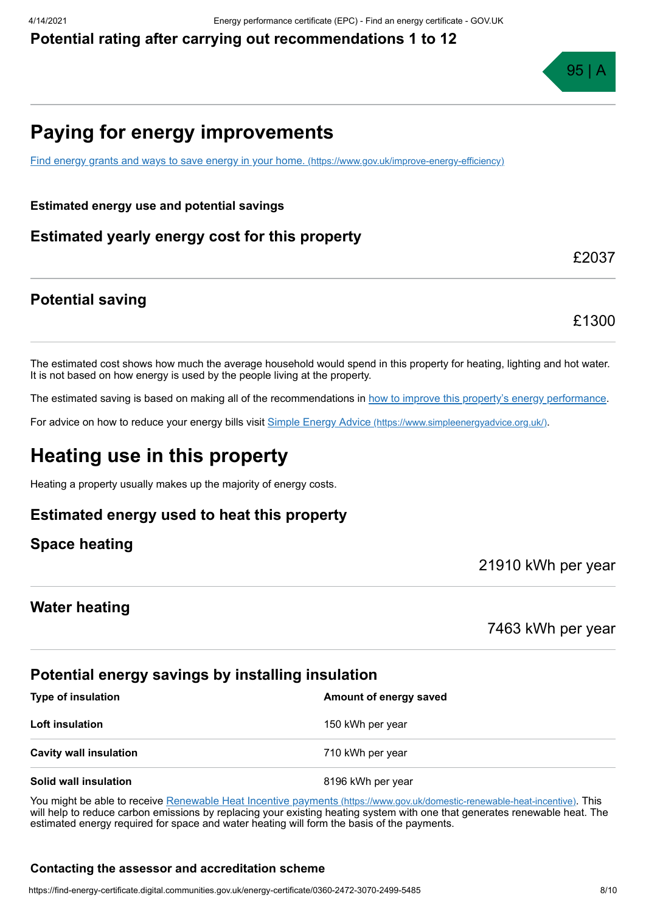**Potential rating after carrying out recommendations 1 to 12**

95 | A

# Paying for energy improvements

[Find energy grants and ways to save energy in your home. (https://www.gov.uk/improve-energy-efficiency)](https://www.gov.uk/improve-energy-efficiency)

**Estimated energy use and potential savings**

### Estimated yearly energy cost for this property

£2037

### Potential saving

£1300

The estimated cost shows how much the average household would spend in this property for heating, lighting and hot water. It is not based on how energy is used by the people living at the property.

The estimated saving is based on making all of the recommendations in how to improve this property's energy performance.

For advice on how to reduce your energy bills visit [Simple Energy Advice (https://www.simpleenergyadvice.org.uk/)](https://www.simpleenergyadvice.org.uk/).

# Heating use in this property

Heating a property usually makes up the majority of energy costs.

### Estimated energy used to heat this property

### Space heating

21910 kWh per year

### Water heating

7463 kWh per year

### Potential energy savings by installing insulation

| Type of insulation | Amount of energy saved |
| --- | --- |
| **Loft insulation** | 150 kWh per year |
| **Cavity wall insulation** | 710 kWh per year |
| **Solid wall insulation** | 8196 kWh per year |

You might be able to receive [Renewable Heat Incentive payments (https://www.gov.uk/domestic-renewable-heat-incentive)](https://www.gov.uk/domestic-renewable-heat-incentive). This will help to reduce carbon emissions by replacing your existing heating system with one that generates renewable heat. The estimated energy required for space and water heating will form the basis of the payments.

**Contacting the assessor and accreditation scheme**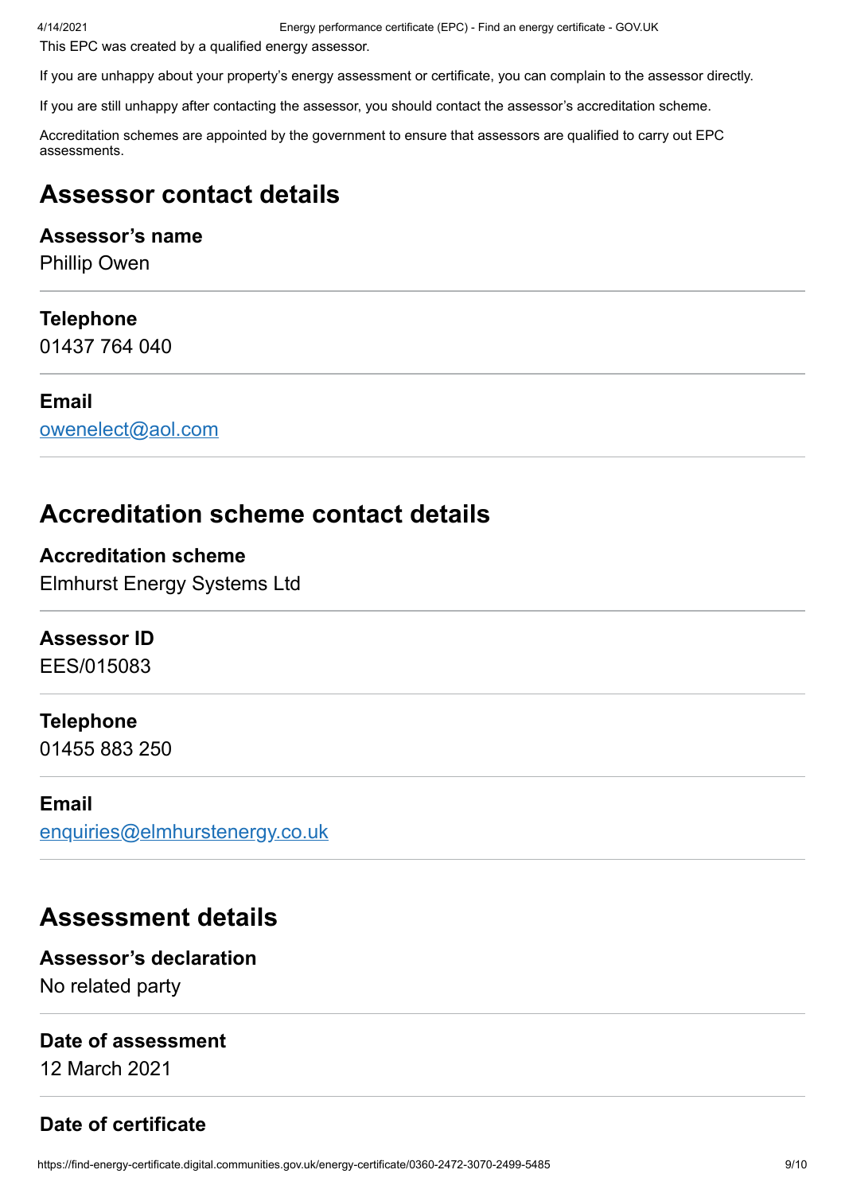This EPC was created by a qualified energy assessor.

If you are unhappy about your property's energy assessment or certificate, you can complain to the assessor directly.

If you are still unhappy after contacting the assessor, you should contact the assessor's accreditation scheme.

Accreditation schemes are appointed by the government to ensure that assessors are qualified to carry out EPC assessments.

## Assessor contact details

### Assessor's name

Phillip Owen

### Telephone

01437 764 040

### Email

[owenelect@aol.com](mailto:owenelect@aol.com)

## Accreditation scheme contact details

### Accreditation scheme

Elmhurst Energy Systems Ltd

### Assessor ID

EES/015083

### Telephone

01455 883 250

### Email

[enquiries@elmhurstenergy.co.uk](mailto:enquiries@elmhurstenergy.co.uk)

## Assessment details

### Assessor's declaration

No related party

### Date of assessment

12 March 2021

### Date of certificate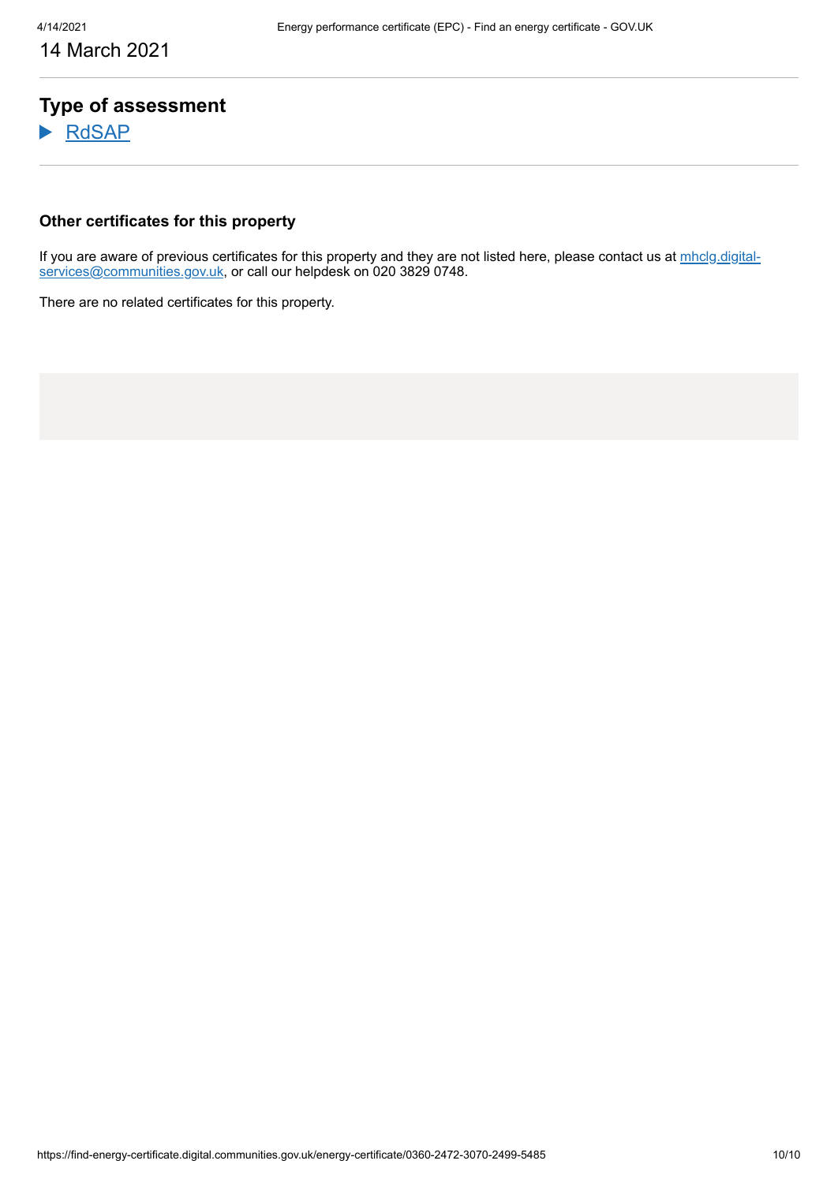14 March 2021

## Type of assessment

▶ RdSAP

### Other certificates for this property

If you are aware of previous certificates for this property and they are not listed here, please contact us at mhclg.digital-services@communities.gov.uk, or call our helpdesk on 020 3829 0748.

There are no related certificates for this property.